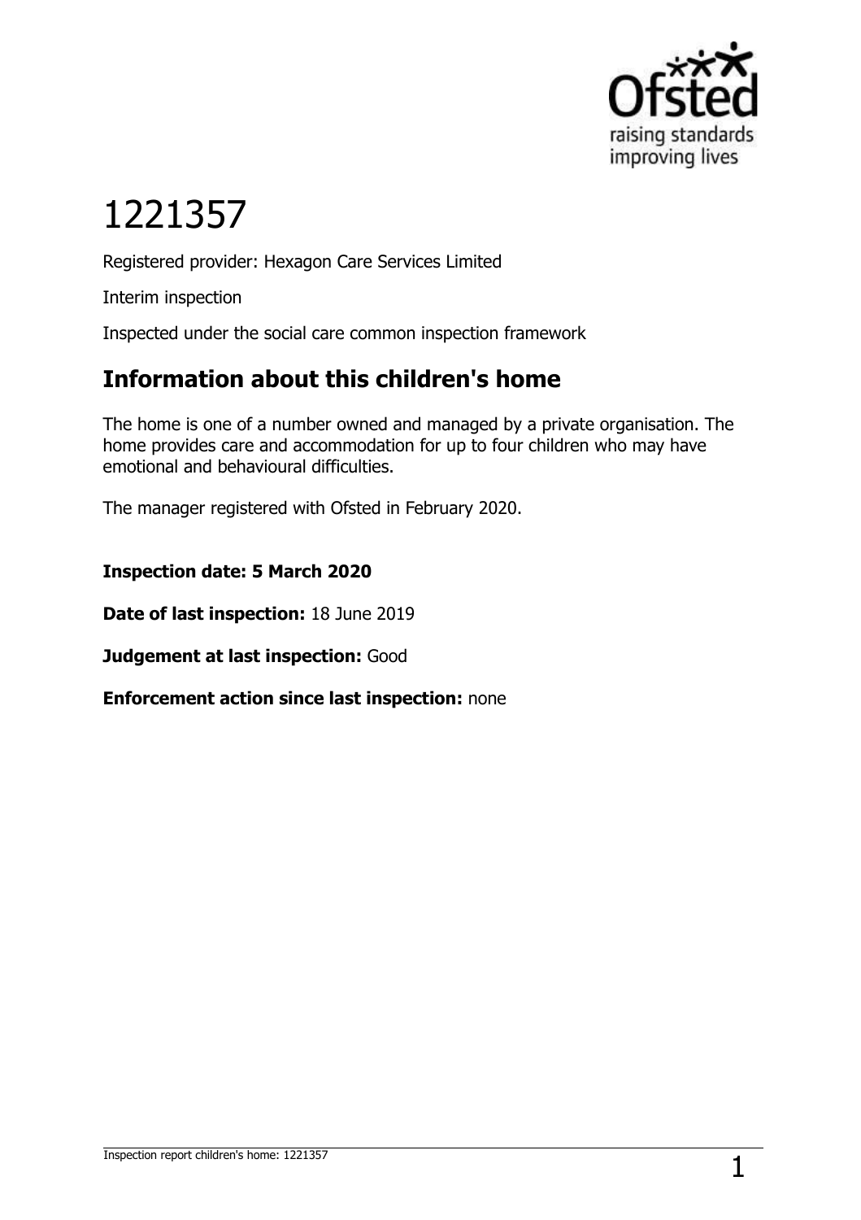# 1221357

Registered provider: Hexagon Care Services Limited

Interim inspection

Inspected under the social care common inspection framework

## Information about this children's home

The home is one of a number owned and managed by a private organisation. The home provides care and accommodation for up to four children who may have emotional and behavioural difficulties.

The manager registered with Ofsted in February 2020.

**Inspection date: 5 March 2020**

**Date of last inspection:** 18 June 2019

**Judgement at last inspection:** Good

**Enforcement action since last inspection:** none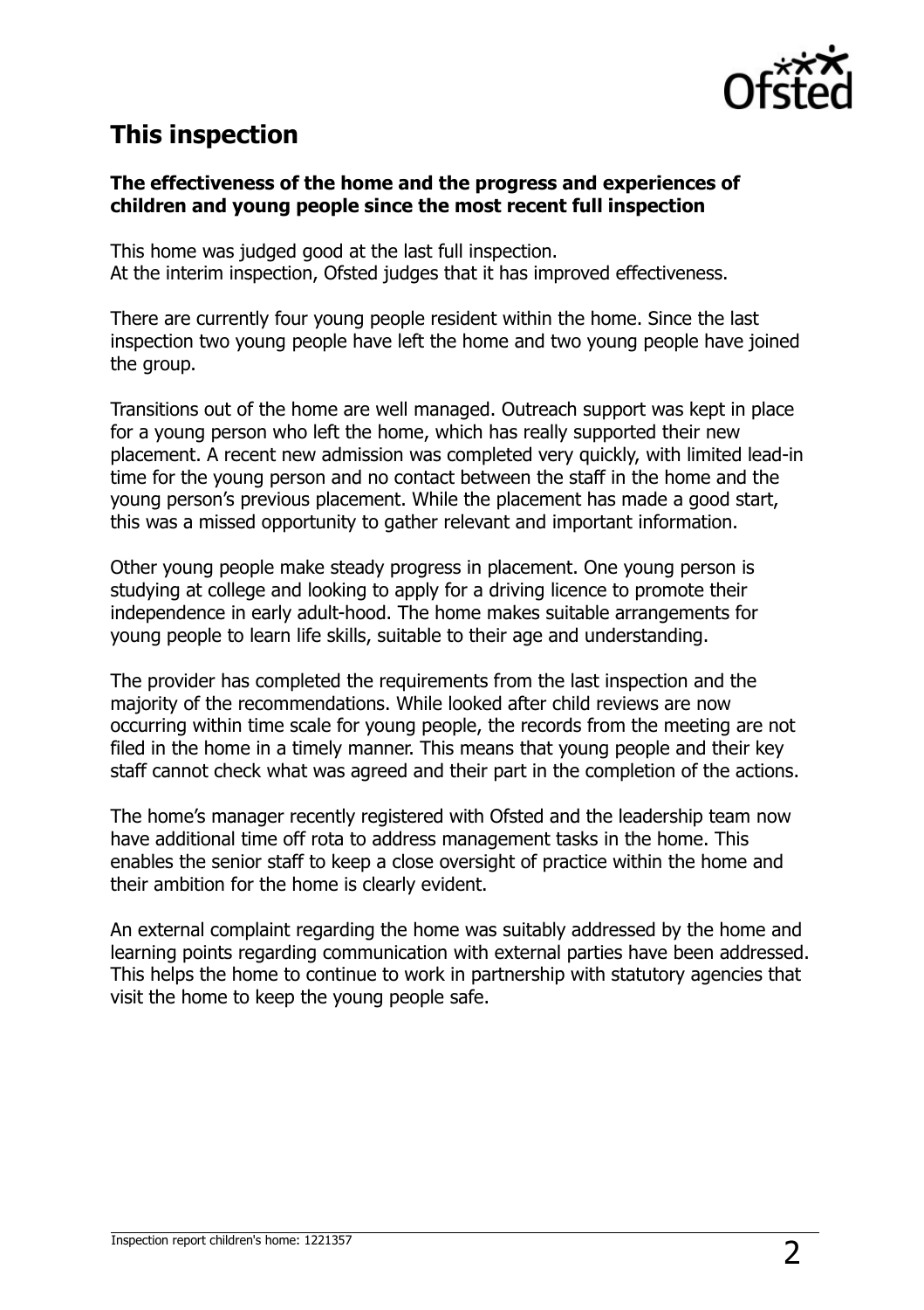## This inspection

**The effectiveness of the home and the progress and experiences of children and young people since the most recent full inspection**

This home was judged good at the last full inspection.
At the interim inspection, Ofsted judges that it has improved effectiveness.

There are currently four young people resident within the home. Since the last inspection two young people have left the home and two young people have joined the group.

Transitions out of the home are well managed. Outreach support was kept in place for a young person who left the home, which has really supported their new placement. A recent new admission was completed very quickly, with limited lead-in time for the young person and no contact between the staff in the home and the young person's previous placement. While the placement has made a good start, this was a missed opportunity to gather relevant and important information.

Other young people make steady progress in placement. One young person is studying at college and looking to apply for a driving licence to promote their independence in early adult-hood. The home makes suitable arrangements for young people to learn life skills, suitable to their age and understanding.

The provider has completed the requirements from the last inspection and the majority of the recommendations. While looked after child reviews are now occurring within time scale for young people, the records from the meeting are not filed in the home in a timely manner. This means that young people and their key staff cannot check what was agreed and their part in the completion of the actions.

The home's manager recently registered with Ofsted and the leadership team now have additional time off rota to address management tasks in the home. This enables the senior staff to keep a close oversight of practice within the home and their ambition for the home is clearly evident.

An external complaint regarding the home was suitably addressed by the home and learning points regarding communication with external parties have been addressed. This helps the home to continue to work in partnership with statutory agencies that visit the home to keep the young people safe.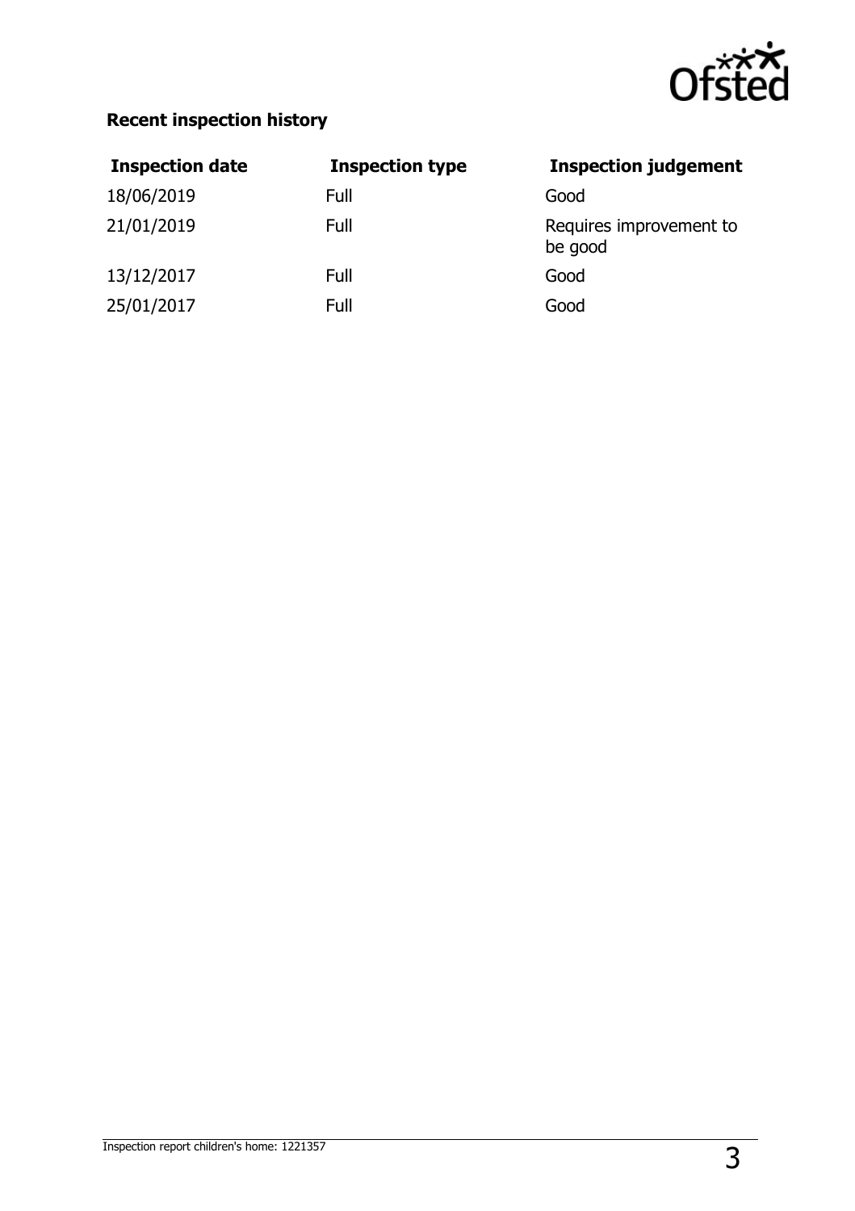**Recent inspection history**

| Inspection date | Inspection type | Inspection judgement |
| --- | --- | --- |
| 18/06/2019 | Full | Good |
| 21/01/2019 | Full | Requires improvement to be good |
| 13/12/2017 | Full | Good |
| 25/01/2017 | Full | Good |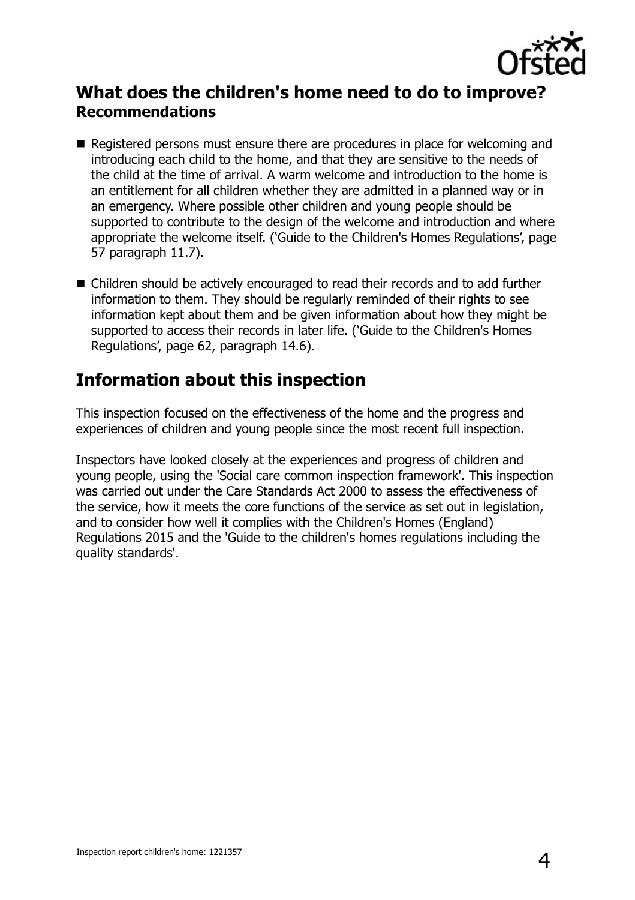## What does the children's home need to do to improve?

### Recommendations

- Registered persons must ensure there are procedures in place for welcoming and introducing each child to the home, and that they are sensitive to the needs of the child at the time of arrival. A warm welcome and introduction to the home is an entitlement for all children whether they are admitted in a planned way or in an emergency. Where possible other children and young people should be supported to contribute to the design of the welcome and introduction and where appropriate the welcome itself. ('Guide to the Children's Homes Regulations', page 57 paragraph 11.7).
- Children should be actively encouraged to read their records and to add further information to them. They should be regularly reminded of their rights to see information kept about them and be given information about how they might be supported to access their records in later life. ('Guide to the Children's Homes Regulations', page 62, paragraph 14.6).

## Information about this inspection

This inspection focused on the effectiveness of the home and the progress and experiences of children and young people since the most recent full inspection.

Inspectors have looked closely at the experiences and progress of children and young people, using the 'Social care common inspection framework'. This inspection was carried out under the Care Standards Act 2000 to assess the effectiveness of the service, how it meets the core functions of the service as set out in legislation, and to consider how well it complies with the Children's Homes (England) Regulations 2015 and the 'Guide to the children's homes regulations including the quality standards'.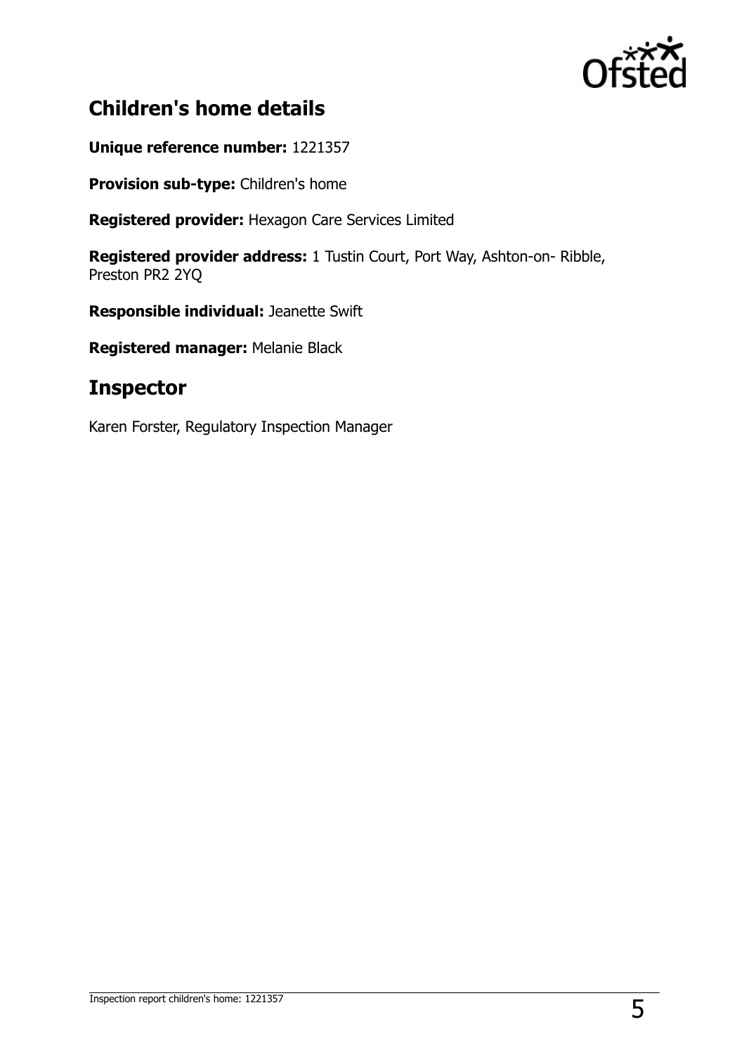## Children's home details

**Unique reference number:** 1221357

**Provision sub-type:** Children's home

**Registered provider:** Hexagon Care Services Limited

**Registered provider address:** 1 Tustin Court, Port Way, Ashton-on- Ribble, Preston PR2 2YQ

**Responsible individual:** Jeanette Swift

**Registered manager:** Melanie Black

## Inspector

Karen Forster, Regulatory Inspection Manager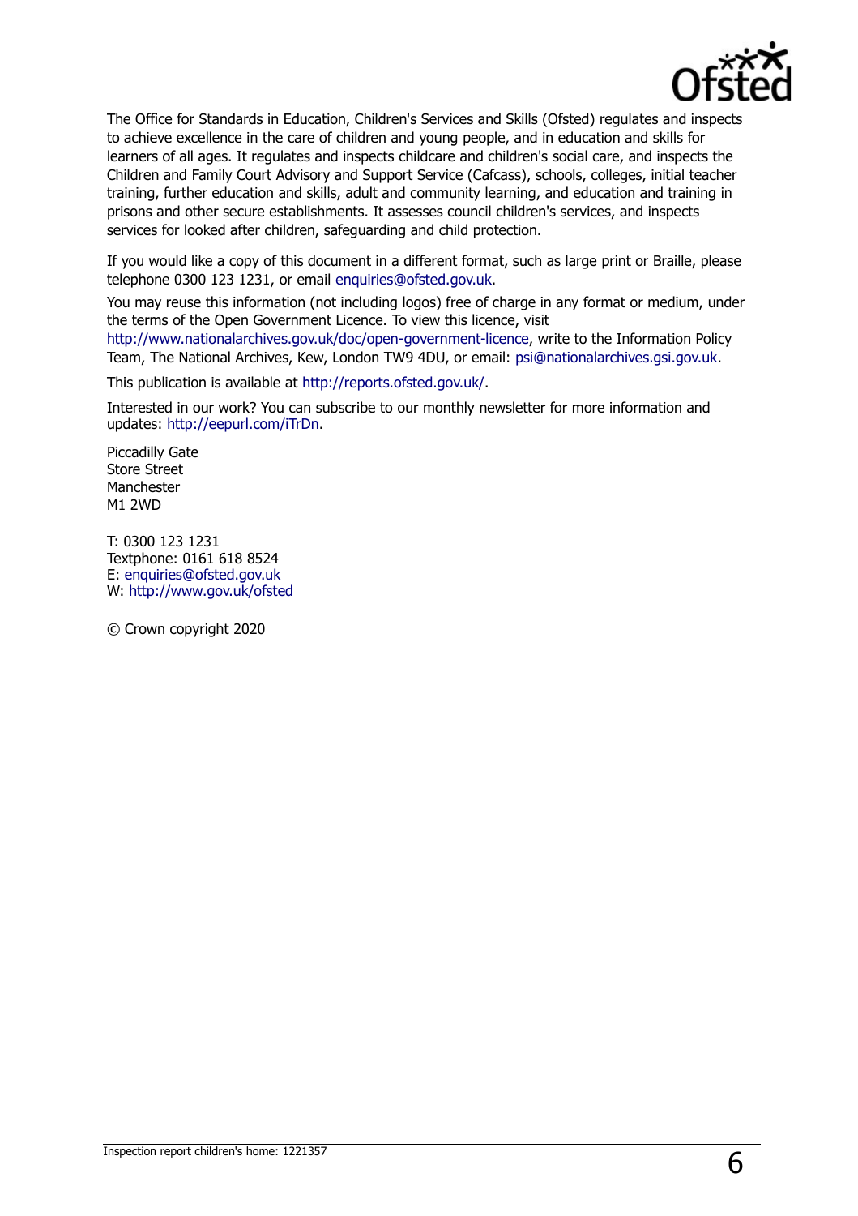The Office for Standards in Education, Children's Services and Skills (Ofsted) regulates and inspects to achieve excellence in the care of children and young people, and in education and skills for learners of all ages. It regulates and inspects childcare and children's social care, and inspects the Children and Family Court Advisory and Support Service (Cafcass), schools, colleges, initial teacher training, further education and skills, adult and community learning, and education and training in prisons and other secure establishments. It assesses council children's services, and inspects services for looked after children, safeguarding and child protection.

If you would like a copy of this document in a different format, such as large print or Braille, please telephone 0300 123 1231, or email enquiries@ofsted.gov.uk.

You may reuse this information (not including logos) free of charge in any format or medium, under the terms of the Open Government Licence. To view this licence, visit http://www.nationalarchives.gov.uk/doc/open-government-licence, write to the Information Policy Team, The National Archives, Kew, London TW9 4DU, or email: psi@nationalarchives.gsi.gov.uk.

This publication is available at http://reports.ofsted.gov.uk/.

Interested in our work? You can subscribe to our monthly newsletter for more information and updates: http://eepurl.com/iTrDn.

Piccadilly Gate
Store Street
Manchester
M1 2WD

T: 0300 123 1231
Textphone: 0161 618 8524
E: enquiries@ofsted.gov.uk
W: http://www.gov.uk/ofsted

© Crown copyright 2020